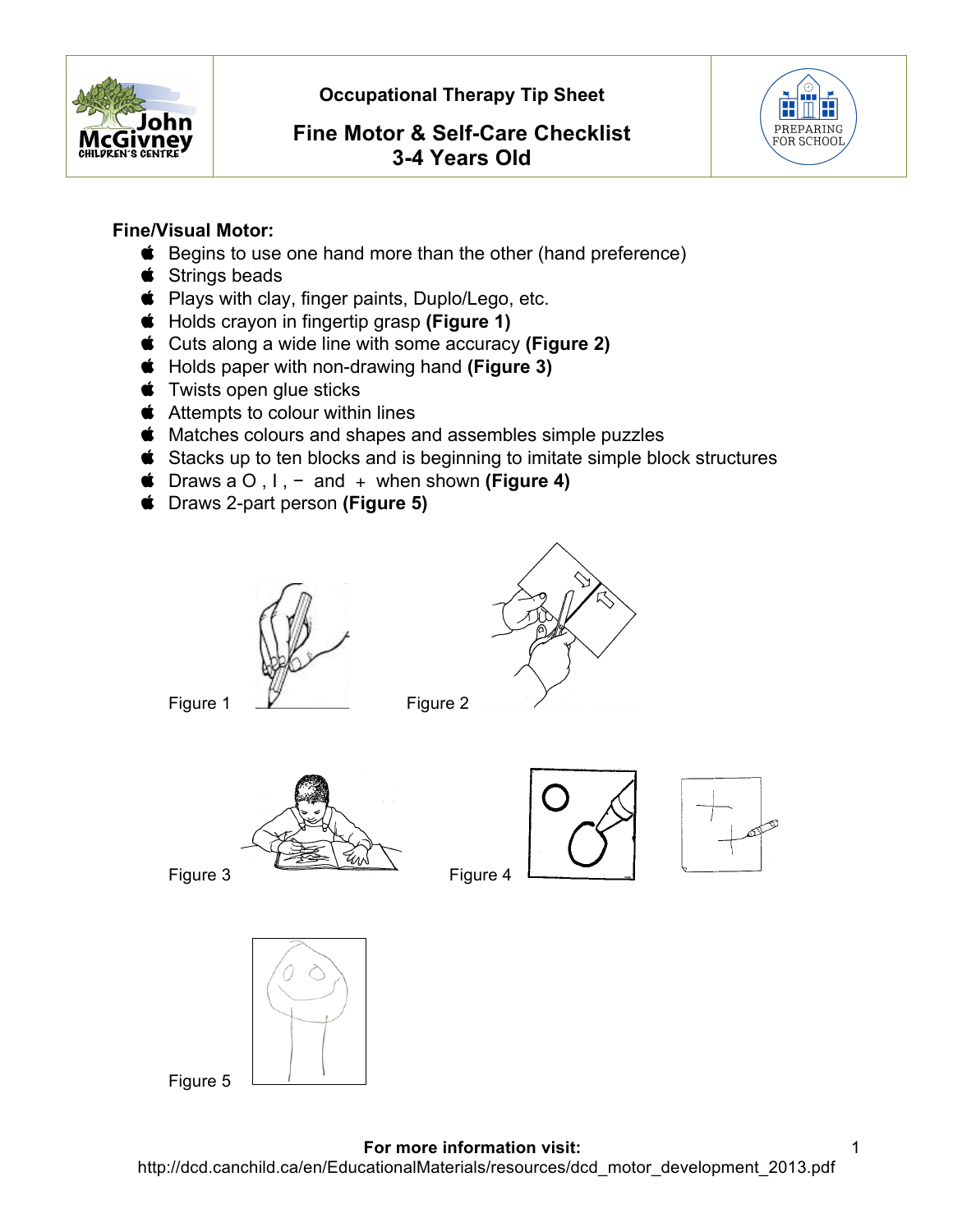Occupational Therapy Tip Sheet

# Fine Motor & Self-Care Checklist
# 3-4 Years Old

PREPARING FOR SCHOOL

**Fine/Visual Motor:**

- Begins to use one hand more than the other (hand preference)
- Strings beads
- Plays with clay, finger paints, Duplo/Lego, etc.
- Holds crayon in fingertip grasp **(Figure 1)**
- Cuts along a wide line with some accuracy **(Figure 2)**
- Holds paper with non-drawing hand **(Figure 3)**
- Twists open glue sticks
- Attempts to colour within lines
- Matches colours and shapes and assembles simple puzzles
- Stacks up to ten blocks and is beginning to imitate simple block structures
- Draws a O , I , − and + when shown **(Figure 4)**
- Draws 2-part person **(Figure 5)**

Figure 1

Figure 2

Figure 3

Figure 4

Figure 5

**For more information visit:**
http://dcd.canchild.ca/en/EducationalMaterials/resources/dcd_motor_development_2013.pdf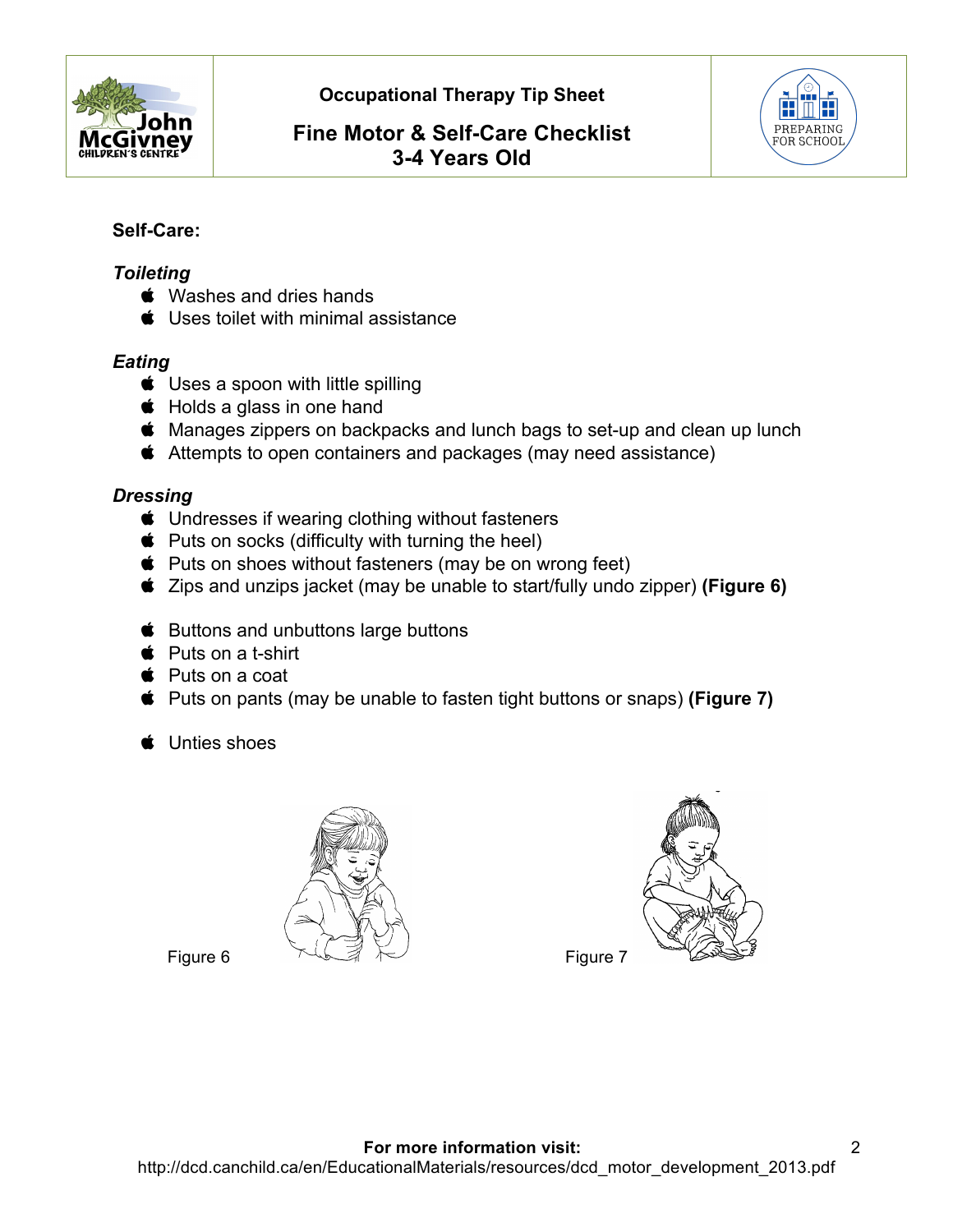Occupational Therapy Tip Sheet

# Fine Motor & Self-Care Checklist 3-4 Years Old

PREPARING FOR SCHOOL

**Self-Care:**

### *Toileting*

- Washes and dries hands
- Uses toilet with minimal assistance

### *Eating*

- Uses a spoon with little spilling
- Holds a glass in one hand
- Manages zippers on backpacks and lunch bags to set-up and clean up lunch
- Attempts to open containers and packages (may need assistance)

### *Dressing*

- Undresses if wearing clothing without fasteners
- Puts on socks (difficulty with turning the heel)
- Puts on shoes without fasteners (may be on wrong feet)
- Zips and unzips jacket (may be unable to start/fully undo zipper) **(Figure 6)**

- Buttons and unbuttons large buttons
- Puts on a t-shirt
- Puts on a coat
- Puts on pants (may be unable to fasten tight buttons or snaps) **(Figure 7)**

- Unties shoes

Figure 6

Figure 7

**For more information visit:**
http://dcd.canchild.ca/en/EducationalMaterials/resources/dcd_motor_development_2013.pdf